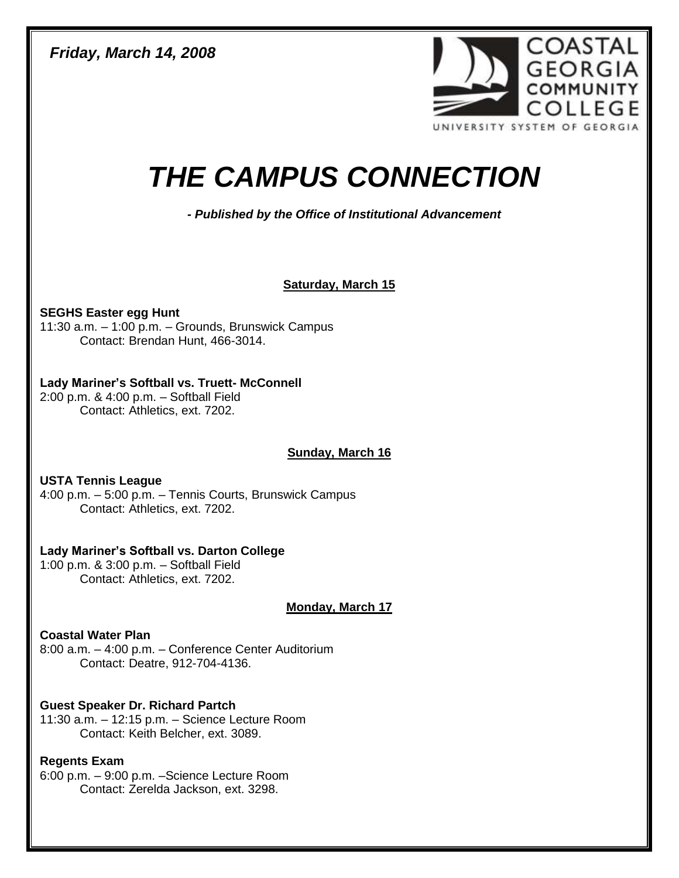***Friday, March 14, 2008***

COASTAL GEORGIA COMMUNITY COLLEGE
UNIVERSITY SYSTEM OF GEORGIA

# *THE CAMPUS CONNECTION*

***- Published by the Office of Institutional Advancement***

## Saturday, March 15

**SEGHS Easter egg Hunt**
11:30 a.m. – 1:00 p.m. – Grounds, Brunswick Campus
Contact: Brendan Hunt, 466-3014.

**Lady Mariner's Softball vs. Truett- McConnell**
2:00 p.m. & 4:00 p.m. – Softball Field
Contact: Athletics, ext. 7202.

## Sunday, March 16

**USTA Tennis League**
4:00 p.m. – 5:00 p.m. – Tennis Courts, Brunswick Campus
Contact: Athletics, ext. 7202.

**Lady Mariner's Softball vs. Darton College**
1:00 p.m. & 3:00 p.m. – Softball Field
Contact: Athletics, ext. 7202.

## Monday, March 17

**Coastal Water Plan**
8:00 a.m. – 4:00 p.m. – Conference Center Auditorium
Contact: Deatre, 912-704-4136.

**Guest Speaker Dr. Richard Partch**
11:30 a.m. – 12:15 p.m. – Science Lecture Room
Contact: Keith Belcher, ext. 3089.

**Regents Exam**
6:00 p.m. – 9:00 p.m. –Science Lecture Room
Contact: Zerelda Jackson, ext. 3298.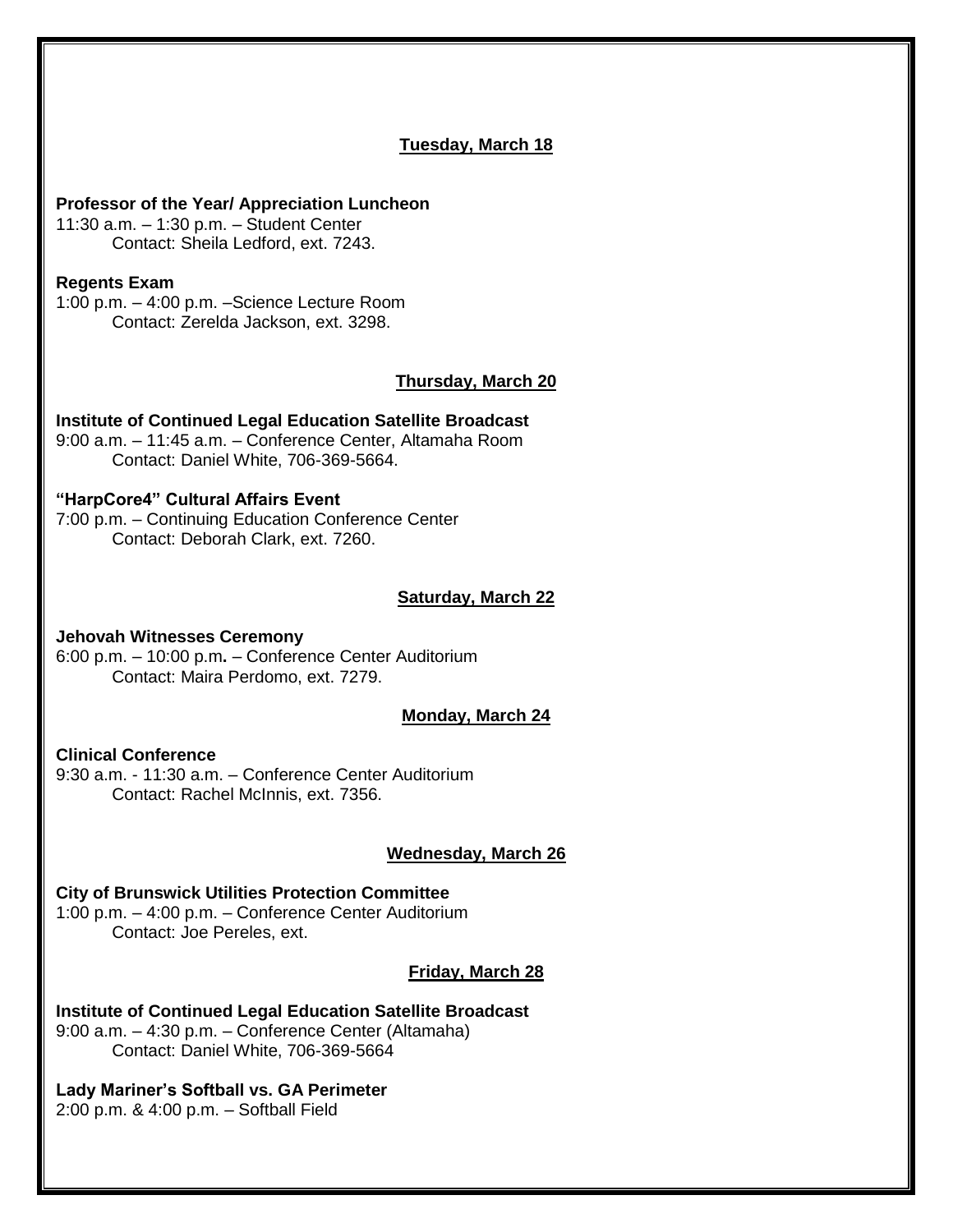## Tuesday, March 18

**Professor of the Year/ Appreciation Luncheon**
11:30 a.m. – 1:30 p.m. – Student Center
Contact: Sheila Ledford, ext. 7243.

**Regents Exam**
1:00 p.m. – 4:00 p.m. –Science Lecture Room
Contact: Zerelda Jackson, ext. 3298.

## Thursday, March 20

**Institute of Continued Legal Education Satellite Broadcast**
9:00 a.m. – 11:45 a.m. – Conference Center, Altamaha Room
Contact: Daniel White, 706-369-5664.

**"HarpCore4" Cultural Affairs Event**
7:00 p.m. – Continuing Education Conference Center
Contact: Deborah Clark, ext. 7260.

## Saturday, March 22

**Jehovah Witnesses Ceremony**
6:00 p.m. – 10:00 p.m**.** – Conference Center Auditorium
Contact: Maira Perdomo, ext. 7279.

## Monday, March 24

**Clinical Conference**
9:30 a.m. - 11:30 a.m. – Conference Center Auditorium
Contact: Rachel McInnis, ext. 7356.

## Wednesday, March 26

**City of Brunswick Utilities Protection Committee**
1:00 p.m. – 4:00 p.m. – Conference Center Auditorium
Contact: Joe Pereles, ext.

## Friday, March 28

**Institute of Continued Legal Education Satellite Broadcast**
9:00 a.m. – 4:30 p.m. – Conference Center (Altamaha)
Contact: Daniel White, 706-369-5664

**Lady Mariner's Softball vs. GA Perimeter**
2:00 p.m. & 4:00 p.m. – Softball Field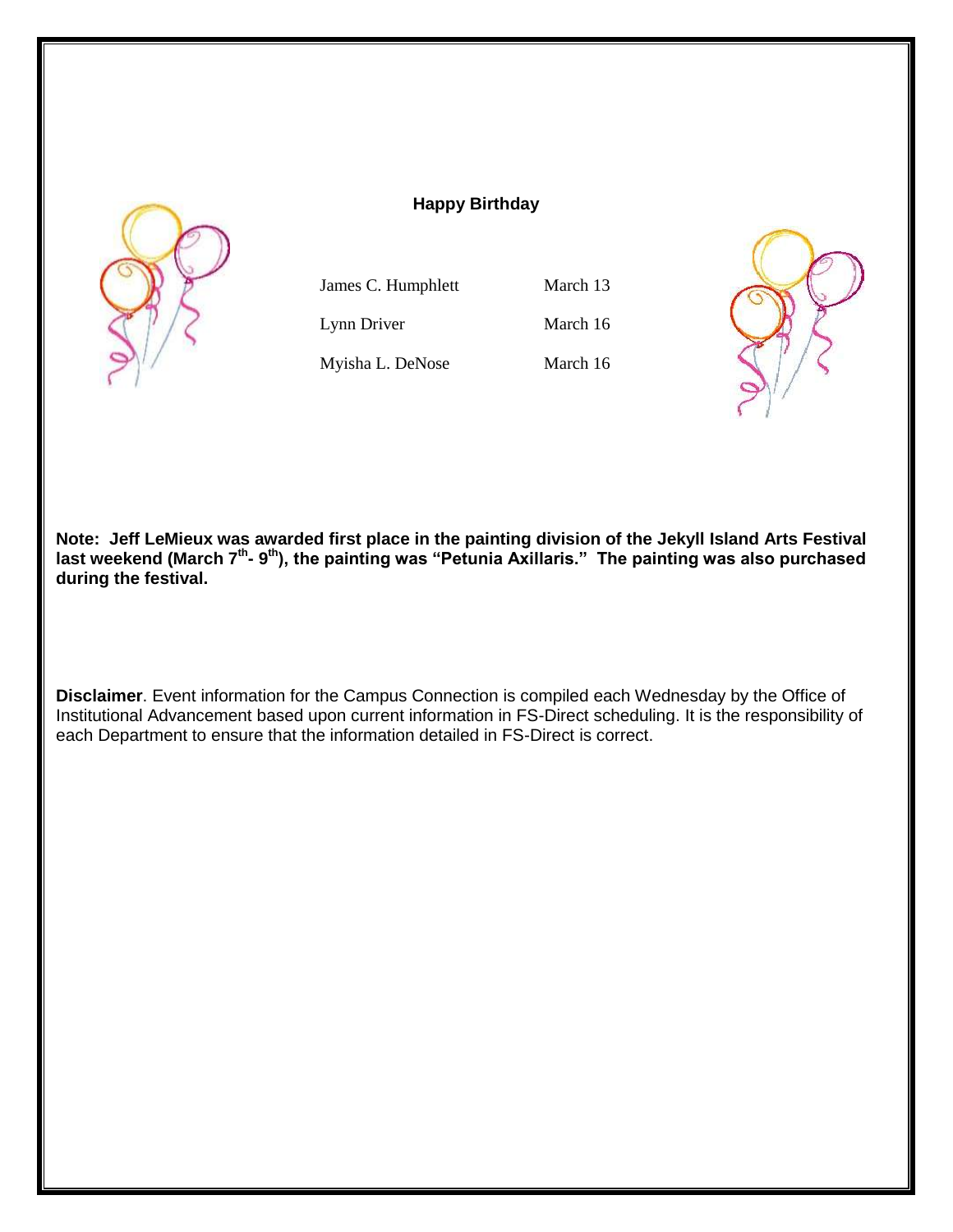### Happy Birthday

| | |
|---|---|
| James C. Humphlett | March 13 |
| Lynn Driver | March 16 |
| Myisha L. DeNose | March 16 |

**Note: Jeff LeMieux was awarded first place in the painting division of the Jekyll Island Arts Festival last weekend (March 7th- 9th), the painting was "Petunia Axillaris." The painting was also purchased during the festival.**

**Disclaimer**. Event information for the Campus Connection is compiled each Wednesday by the Office of Institutional Advancement based upon current information in FS-Direct scheduling. It is the responsibility of each Department to ensure that the information detailed in FS-Direct is correct.